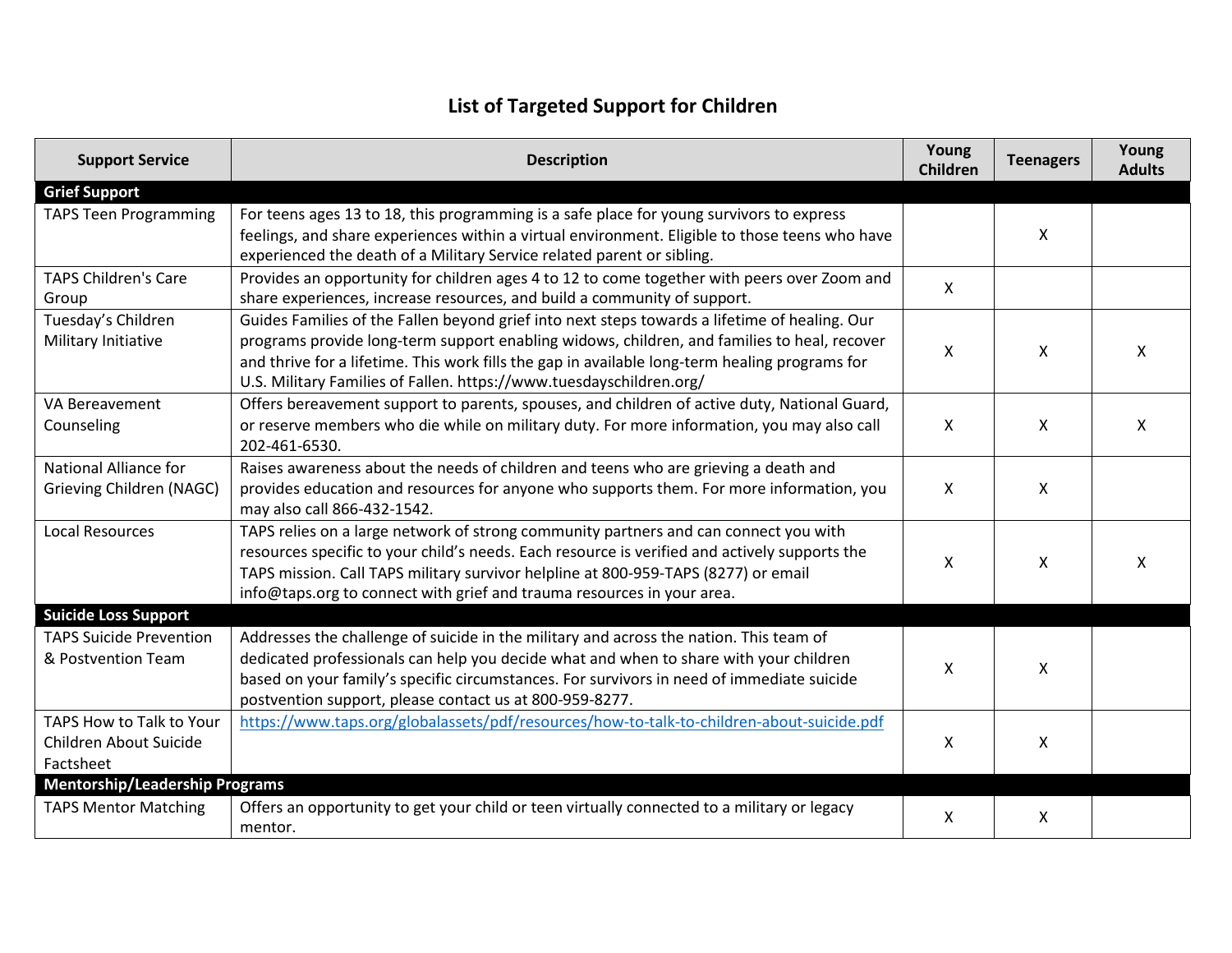# List of Targeted Support for Children

| Support Service | Description | Young Children | Teenagers | Young Adults |
|---|---|---|---|---|
| **Grief Support** | | | | |
| TAPS Teen Programming | For teens ages 13 to 18, this programming is a safe place for young survivors to express feelings, and share experiences within a virtual environment. Eligible to those teens who have experienced the death of a Military Service related parent or sibling. | | X | |
| TAPS Children's Care Group | Provides an opportunity for children ages 4 to 12 to come together with peers over Zoom and share experiences, increase resources, and build a community of support. | X | | |
| Tuesday's Children Military Initiative | Guides Families of the Fallen beyond grief into next steps towards a lifetime of healing. Our programs provide long-term support enabling widows, children, and families to heal, recover and thrive for a lifetime. This work fills the gap in available long-term healing programs for U.S. Military Families of Fallen. https://www.tuesdayschildren.org/ | X | X | X |
| VA Bereavement Counseling | Offers bereavement support to parents, spouses, and children of active duty, National Guard, or reserve members who die while on military duty. For more information, you may also call 202-461-6530. | X | X | X |
| National Alliance for Grieving Children (NAGC) | Raises awareness about the needs of children and teens who are grieving a death and provides education and resources for anyone who supports them. For more information, you may also call 866-432-1542. | X | X | |
| Local Resources | TAPS relies on a large network of strong community partners and can connect you with resources specific to your child's needs. Each resource is verified and actively supports the TAPS mission. Call TAPS military survivor helpline at 800-959-TAPS (8277) or email info@taps.org to connect with grief and trauma resources in your area. | X | X | X |
| **Suicide Loss Support** | | | | |
| TAPS Suicide Prevention & Postvention Team | Addresses the challenge of suicide in the military and across the nation. This team of dedicated professionals can help you decide what and when to share with your children based on your family's specific circumstances. For survivors in need of immediate suicide postvention support, please contact us at 800-959-8277. | X | X | |
| TAPS How to Talk to Your Children About Suicide Factsheet | https://www.taps.org/globalassets/pdf/resources/how-to-talk-to-children-about-suicide.pdf | X | X | |
| **Mentorship/Leadership Programs** | | | | |
| TAPS Mentor Matching | Offers an opportunity to get your child or teen virtually connected to a military or legacy mentor. | X | X | |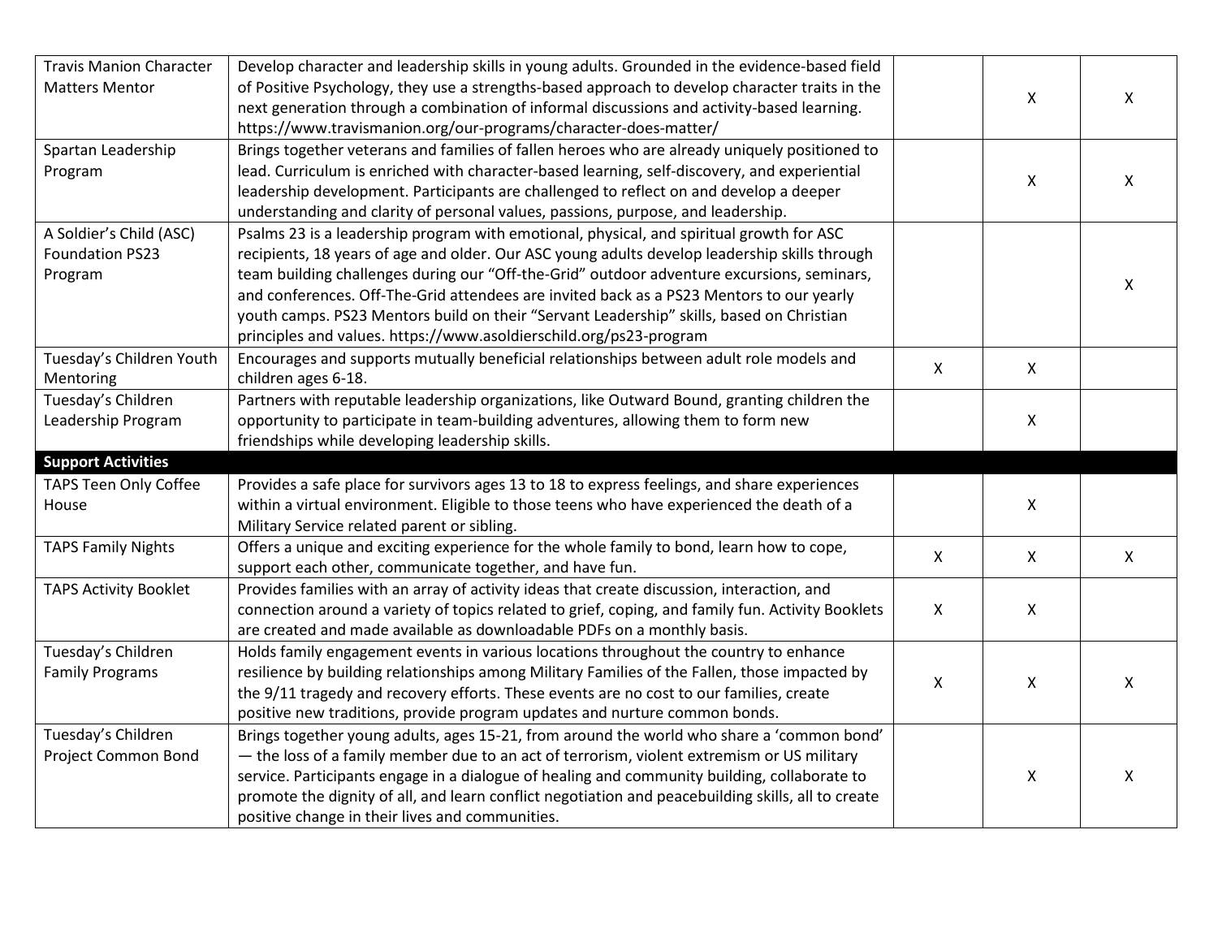| | | | | |
|---|---|---|---|---|
| Travis Manion Character Matters Mentor | Develop character and leadership skills in young adults. Grounded in the evidence-based field of Positive Psychology, they use a strengths-based approach to develop character traits in the next generation through a combination of informal discussions and activity-based learning. https://www.travismanion.org/our-programs/character-does-matter/ | | X | X |
| Spartan Leadership Program | Brings together veterans and families of fallen heroes who are already uniquely positioned to lead. Curriculum is enriched with character-based learning, self-discovery, and experiential leadership development. Participants are challenged to reflect on and develop a deeper understanding and clarity of personal values, passions, purpose, and leadership. | | X | X |
| A Soldier's Child (ASC) Foundation PS23 Program | Psalms 23 is a leadership program with emotional, physical, and spiritual growth for ASC recipients, 18 years of age and older. Our ASC young adults develop leadership skills through team building challenges during our "Off-the-Grid" outdoor adventure excursions, seminars, and conferences. Off-The-Grid attendees are invited back as a PS23 Mentors to our yearly youth camps. PS23 Mentors build on their "Servant Leadership" skills, based on Christian principles and values. https://www.asoldierschild.org/ps23-program | | | X |
| Tuesday's Children Youth Mentoring | Encourages and supports mutually beneficial relationships between adult role models and children ages 6-18. | X | X | |
| Tuesday's Children Leadership Program | Partners with reputable leadership organizations, like Outward Bound, granting children the opportunity to participate in team-building adventures, allowing them to form new friendships while developing leadership skills. | | X | |
| **Support Activities** | | | | |
| TAPS Teen Only Coffee House | Provides a safe place for survivors ages 13 to 18 to express feelings, and share experiences within a virtual environment. Eligible to those teens who have experienced the death of a Military Service related parent or sibling. | | X | |
| TAPS Family Nights | Offers a unique and exciting experience for the whole family to bond, learn how to cope, support each other, communicate together, and have fun. | X | X | X |
| TAPS Activity Booklet | Provides families with an array of activity ideas that create discussion, interaction, and connection around a variety of topics related to grief, coping, and family fun. Activity Booklets are created and made available as downloadable PDFs on a monthly basis. | X | X | |
| Tuesday's Children Family Programs | Holds family engagement events in various locations throughout the country to enhance resilience by building relationships among Military Families of the Fallen, those impacted by the 9/11 tragedy and recovery efforts. These events are no cost to our families, create positive new traditions, provide program updates and nurture common bonds. | X | X | X |
| Tuesday's Children Project Common Bond | Brings together young adults, ages 15-21, from around the world who share a 'common bond' — the loss of a family member due to an act of terrorism, violent extremism or US military service. Participants engage in a dialogue of healing and community building, collaborate to promote the dignity of all, and learn conflict negotiation and peacebuilding skills, all to create positive change in their lives and communities. | | X | X |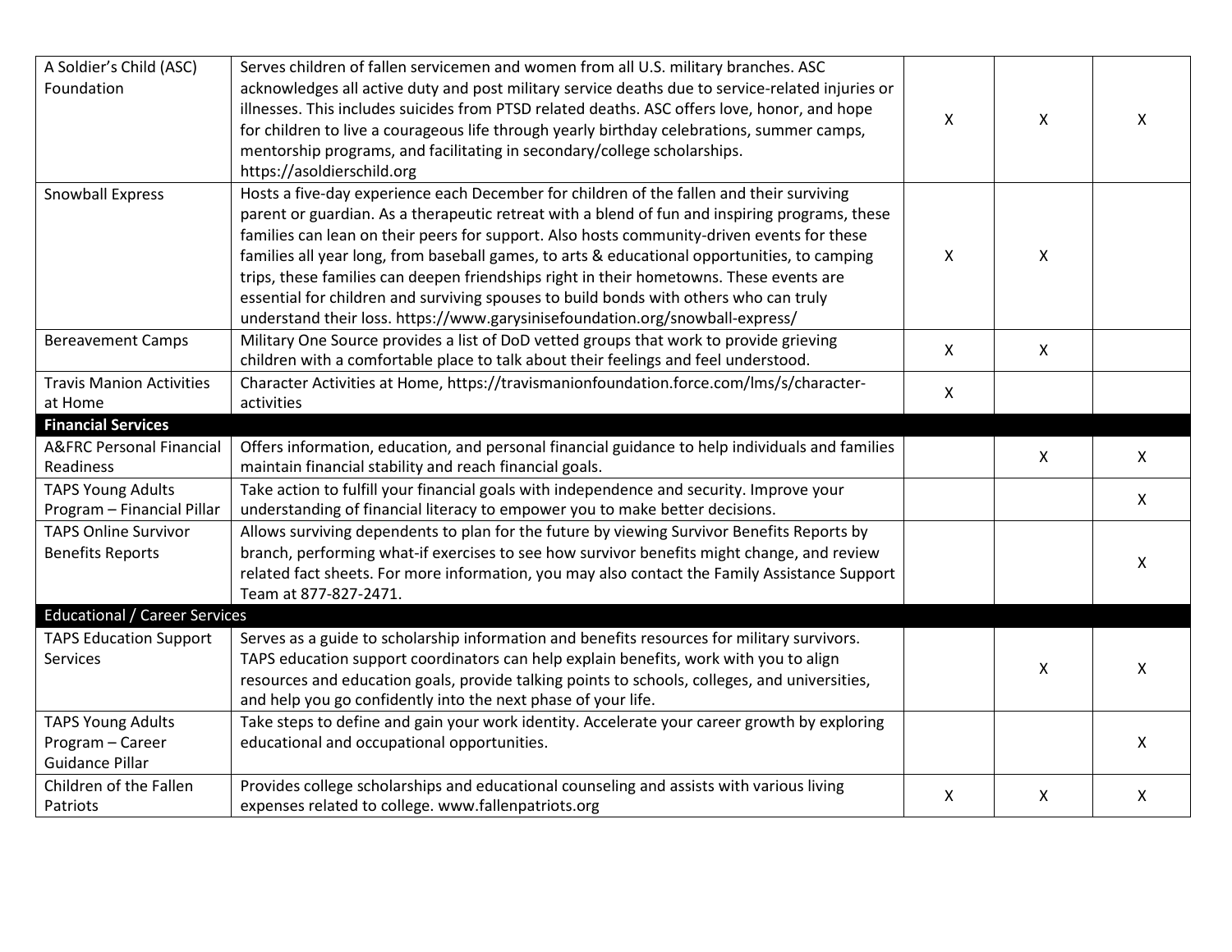| | | | | |
|---|---|---|---|---|
| A Soldier's Child (ASC) Foundation | Serves children of fallen servicemen and women from all U.S. military branches. ASC acknowledges all active duty and post military service deaths due to service-related injuries or illnesses. This includes suicides from PTSD related deaths. ASC offers love, honor, and hope for children to live a courageous life through yearly birthday celebrations, summer camps, mentorship programs, and facilitating in secondary/college scholarships. https://asoldierschild.org | X | X | X |
| Snowball Express | Hosts a five-day experience each December for children of the fallen and their surviving parent or guardian. As a therapeutic retreat with a blend of fun and inspiring programs, these families can lean on their peers for support. Also hosts community-driven events for these families all year long, from baseball games, to arts & educational opportunities, to camping trips, these families can deepen friendships right in their hometowns. These events are essential for children and surviving spouses to build bonds with others who can truly understand their loss. https://www.garysinisefoundation.org/snowball-express/ | X | X | |
| Bereavement Camps | Military One Source provides a list of DoD vetted groups that work to provide grieving children with a comfortable place to talk about their feelings and feel understood. | X | X | |
| Travis Manion Activities at Home | Character Activities at Home, https://travismanionfoundation.force.com/lms/s/character-activities | X | | |
| **Financial Services** | | | | |
| A&FRC Personal Financial Readiness | Offers information, education, and personal financial guidance to help individuals and families maintain financial stability and reach financial goals. | | X | X |
| TAPS Young Adults Program – Financial Pillar | Take action to fulfill your financial goals with independence and security. Improve your understanding of financial literacy to empower you to make better decisions. | | | X |
| TAPS Online Survivor Benefits Reports | Allows surviving dependents to plan for the future by viewing Survivor Benefits Reports by branch, performing what-if exercises to see how survivor benefits might change, and review related fact sheets. For more information, you may also contact the Family Assistance Support Team at 877-827-2471. | | | X |
| Educational / Career Services | | | | |
| TAPS Education Support Services | Serves as a guide to scholarship information and benefits resources for military survivors. TAPS education support coordinators can help explain benefits, work with you to align resources and education goals, provide talking points to schools, colleges, and universities, and help you go confidently into the next phase of your life. | | X | X |
| TAPS Young Adults Program – Career Guidance Pillar | Take steps to define and gain your work identity. Accelerate your career growth by exploring educational and occupational opportunities. | | | X |
| Children of the Fallen Patriots | Provides college scholarships and educational counseling and assists with various living expenses related to college. www.fallenpatriots.org | X | X | X |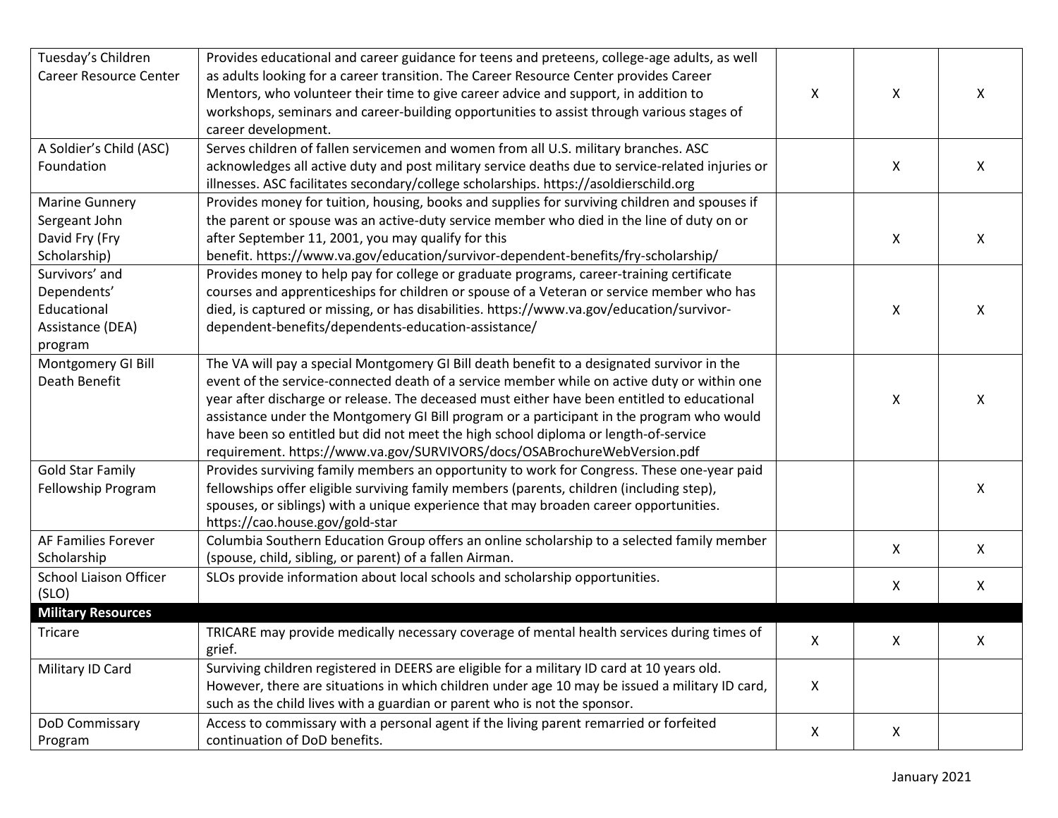| | | | | |
|---|---|---|---|---|
| Tuesday's Children Career Resource Center | Provides educational and career guidance for teens and preteens, college-age adults, as well as adults looking for a career transition. The Career Resource Center provides Career Mentors, who volunteer their time to give career advice and support, in addition to workshops, seminars and career-building opportunities to assist through various stages of career development. | X | X | X |
| A Soldier's Child (ASC) Foundation | Serves children of fallen servicemen and women from all U.S. military branches. ASC acknowledges all active duty and post military service deaths due to service-related injuries or illnesses. ASC facilitates secondary/college scholarships. https://asoldierschild.org | | X | X |
| Marine Gunnery Sergeant John David Fry (Fry Scholarship) | Provides money for tuition, housing, books and supplies for surviving children and spouses if the parent or spouse was an active-duty service member who died in the line of duty on or after September 11, 2001, you may qualify for this benefit. https://www.va.gov/education/survivor-dependent-benefits/fry-scholarship/ | | X | X |
| Survivors' and Dependents' Educational Assistance (DEA) program | Provides money to help pay for college or graduate programs, career-training certificate courses and apprenticeships for children or spouse of a Veteran or service member who has died, is captured or missing, or has disabilities. https://www.va.gov/education/survivor-dependent-benefits/dependents-education-assistance/ | | X | X |
| Montgomery GI Bill Death Benefit | The VA will pay a special Montgomery GI Bill death benefit to a designated survivor in the event of the service-connected death of a service member while on active duty or within one year after discharge or release. The deceased must either have been entitled to educational assistance under the Montgomery GI Bill program or a participant in the program who would have been so entitled but did not meet the high school diploma or length-of-service requirement. https://www.va.gov/SURVIVORS/docs/OSABrochureWebVersion.pdf | | X | X |
| Gold Star Family Fellowship Program | Provides surviving family members an opportunity to work for Congress. These one-year paid fellowships offer eligible surviving family members (parents, children (including step), spouses, or siblings) with a unique experience that may broaden career opportunities. https://cao.house.gov/gold-star | | | X |
| AF Families Forever Scholarship | Columbia Southern Education Group offers an online scholarship to a selected family member (spouse, child, sibling, or parent) of a fallen Airman. | | X | X |
| School Liaison Officer (SLO) | SLOs provide information about local schools and scholarship opportunities. | | X | X |
| **Military Resources** | | | | |
| Tricare | TRICARE may provide medically necessary coverage of mental health services during times of grief. | X | X | X |
| Military ID Card | Surviving children registered in DEERS are eligible for a military ID card at 10 years old. However, there are situations in which children under age 10 may be issued a military ID card, such as the child lives with a guardian or parent who is not the sponsor. | X | | |
| DoD Commissary Program | Access to commissary with a personal agent if the living parent remarried or forfeited continuation of DoD benefits. | X | X | |

January 2021